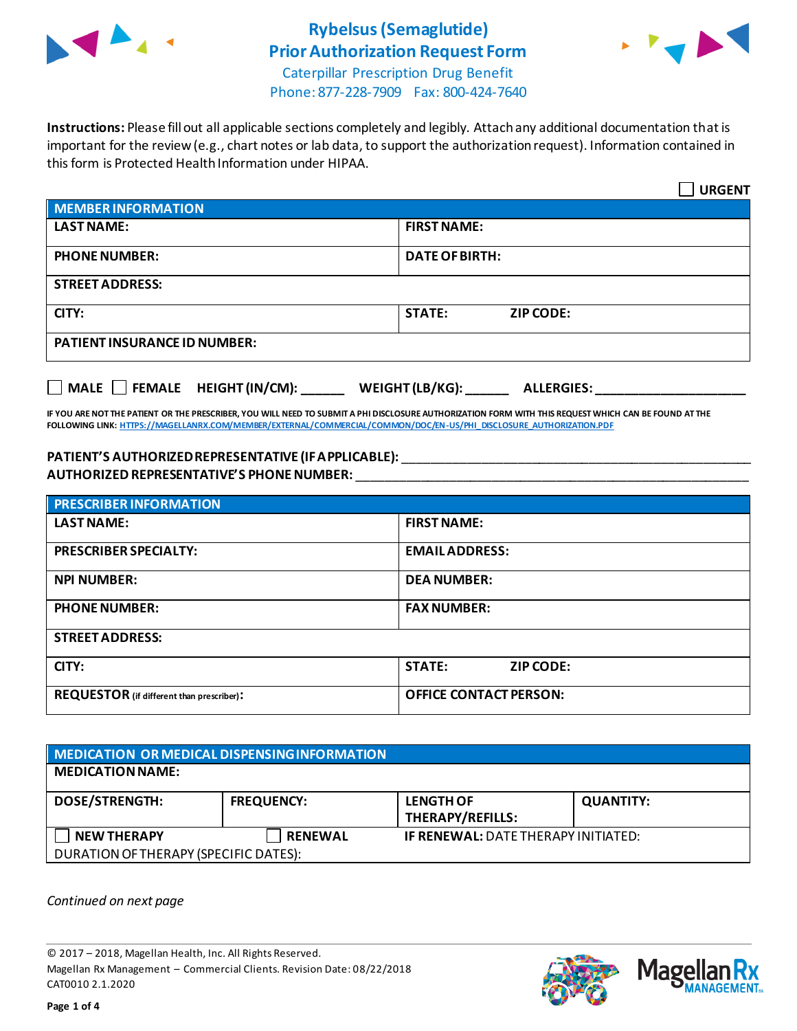# Rybelsus (Semaglutide) Prior Authorization Request Form

Caterpillar Prescription Drug Benefit
Phone: 877-228-7909 Fax: 800-424-7640

**Instructions:** Please fill out all applicable sections completely and legibly. Attach any additional documentation that is important for the review (e.g., chart notes or lab data, to support the authorization request). Information contained in this form is Protected Health Information under HIPAA.

☐ **URGENT**

| **MEMBER INFORMATION** | | |
|---|---|---|
| **LAST NAME:** | **FIRST NAME:** | |
| **PHONE NUMBER:** | **DATE OF BIRTH:** | |
| **STREET ADDRESS:** | | |
| **CITY:** | **STATE:** | **ZIP CODE:** |
| **PATIENT INSURANCE ID NUMBER:** | | |

☐ **MALE** ☐ **FEMALE** **HEIGHT (IN/CM):** ______ **WEIGHT (LB/KG):** ______ **ALLERGIES:** ____________________

**IF YOU ARE NOT THE PATIENT OR THE PRESCRIBER, YOU WILL NEED TO SUBMIT A PHI DISCLOSURE AUTHORIZATION FORM WITH THIS REQUEST WHICH CAN BE FOUND AT THE FOLLOWING LINK: HTTPS://MAGELLANRX.COM/MEMBER/EXTERNAL/COMMERCIAL/COMMON/DOC/EN-US/PHI_DISCLOSURE_AUTHORIZATION.PDF**

**PATIENT'S AUTHORIZED REPRESENTATIVE (IF APPLICABLE):** ____________________________________________

**AUTHORIZED REPRESENTATIVE'S PHONE NUMBER:** ____________________________________________

| **PRESCRIBER INFORMATION** | | |
|---|---|---|
| **LAST NAME:** | **FIRST NAME:** | |
| **PRESCRIBER SPECIALTY:** | **EMAIL ADDRESS:** | |
| **NPI NUMBER:** | **DEA NUMBER:** | |
| **PHONE NUMBER:** | **FAX NUMBER:** | |
| **STREET ADDRESS:** | | |
| **CITY:** | **STATE:** | **ZIP CODE:** |
| **REQUESTOR** (if different than prescriber)**:** | **OFFICE CONTACT PERSON:** | |

| **MEDICATION OR MEDICAL DISPENSING INFORMATION** | | | |
|---|---|---|---|
| **MEDICATION NAME:** | | | |
| **DOSE/STRENGTH:** | **FREQUENCY:** | **LENGTH OF THERAPY/REFILLS:** | **QUANTITY:** |
| ☐ **NEW THERAPY** | ☐ **RENEWAL** | **IF RENEWAL:** DATE THERAPY INITIATED: | |
| DURATION OF THERAPY (SPECIFIC DATES): | | | |

*Continued on next page*

© 2017 – 2018, Magellan Health, Inc. All Rights Reserved.
Magellan Rx Management – Commercial Clients. Revision Date: 08/22/2018
CAT0010 2.1.2020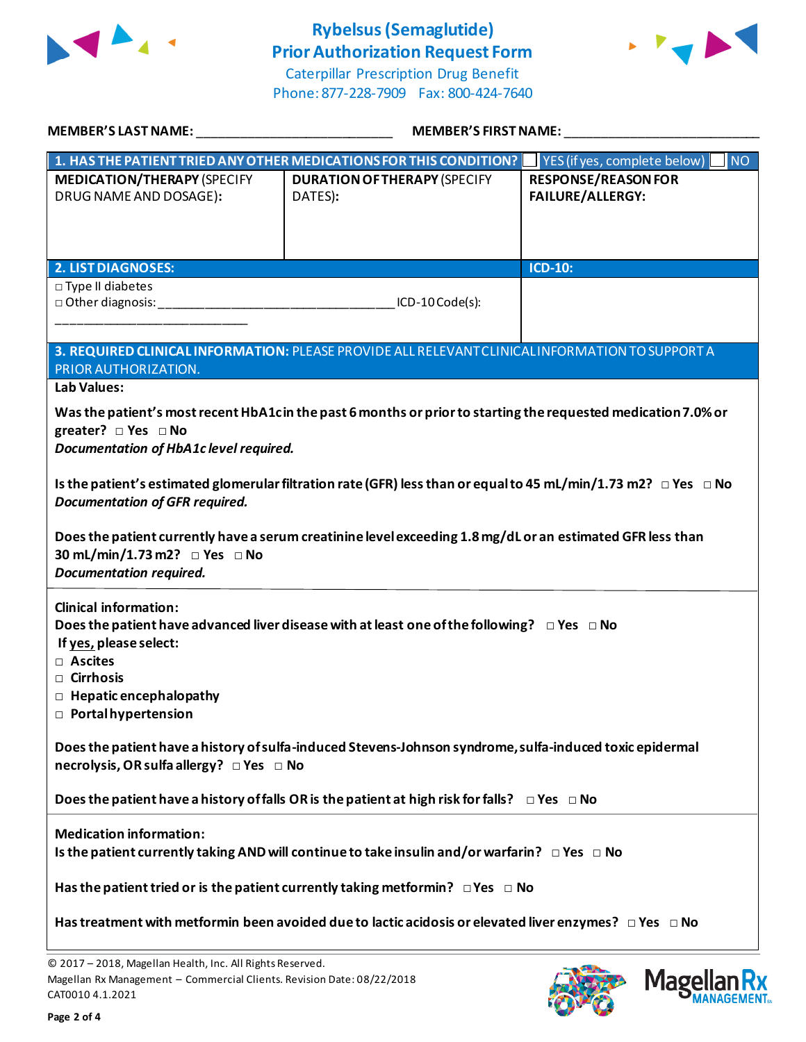# Rybelsus (Semaglutide)
# Prior Authorization Request Form

Caterpillar Prescription Drug Benefit
Phone: 877-228-7909 Fax: 800-424-7640

**MEMBER'S LAST NAME:** ___________________________ **MEMBER'S FIRST NAME:** ___________________________

| **1. HAS THE PATIENT TRIED ANY OTHER MEDICATIONS FOR THIS CONDITION?** | | ☐ YES (if yes, complete below) ☐ NO |
|---|---|---|
| **MEDICATION/THERAPY** (SPECIFY DRUG NAME AND DOSAGE): | **DURATION OF THERAPY** (SPECIFY DATES): | **RESPONSE/REASON FOR FAILURE/ALLERGY:** |
| | | |

| **2. LIST DIAGNOSES:** | **ICD-10:** |
|---|---|
| □ Type II diabetes<br>□ Other diagnosis: ________________________________ ICD-10 Code(s): ___________________________ | |

**3. REQUIRED CLINICAL INFORMATION:** PLEASE PROVIDE ALL RELEVANT CLINICAL INFORMATION TO SUPPORT A PRIOR AUTHORIZATION.

**Lab Values:**

**Was the patient's most recent HbA1c in the past 6 months or prior to starting the requested medication 7.0% or greater?** □ Yes □ No
***Documentation of HbA1c level required.***

**Is the patient's estimated glomerular filtration rate (GFR) less than or equal to 45 mL/min/1.73 m2?** □ Yes □ No
***Documentation of GFR required.***

**Does the patient currently have a serum creatinine level exceeding 1.8 mg/dL or an estimated GFR less than 30 mL/min/1.73 m2?** □ Yes □ No
***Documentation required.***

**Clinical information:**
**Does the patient have advanced liver disease with at least one of the following?** □ Yes □ No
**If yes, please select:**
- □ **Ascites**
- □ **Cirrhosis**
- □ **Hepatic encephalopathy**
- □ **Portal hypertension**

**Does the patient have a history of sulfa-induced Stevens-Johnson syndrome, sulfa-induced toxic epidermal necrolysis, OR sulfa allergy?** □ Yes □ No

**Does the patient have a history of falls OR is the patient at high risk for falls?** □ Yes □ No

**Medication information:**
**Is the patient currently taking AND will continue to take insulin and/or warfarin?** □ Yes □ No

**Has the patient tried or is the patient currently taking metformin?** □ Yes □ No

**Has treatment with metformin been avoided due to lactic acidosis or elevated liver enzymes?** □ Yes □ No

© 2017 – 2018, Magellan Health, Inc. All Rights Reserved.
Magellan Rx Management – Commercial Clients. Revision Date: 08/22/2018
CAT0010 4.1.2021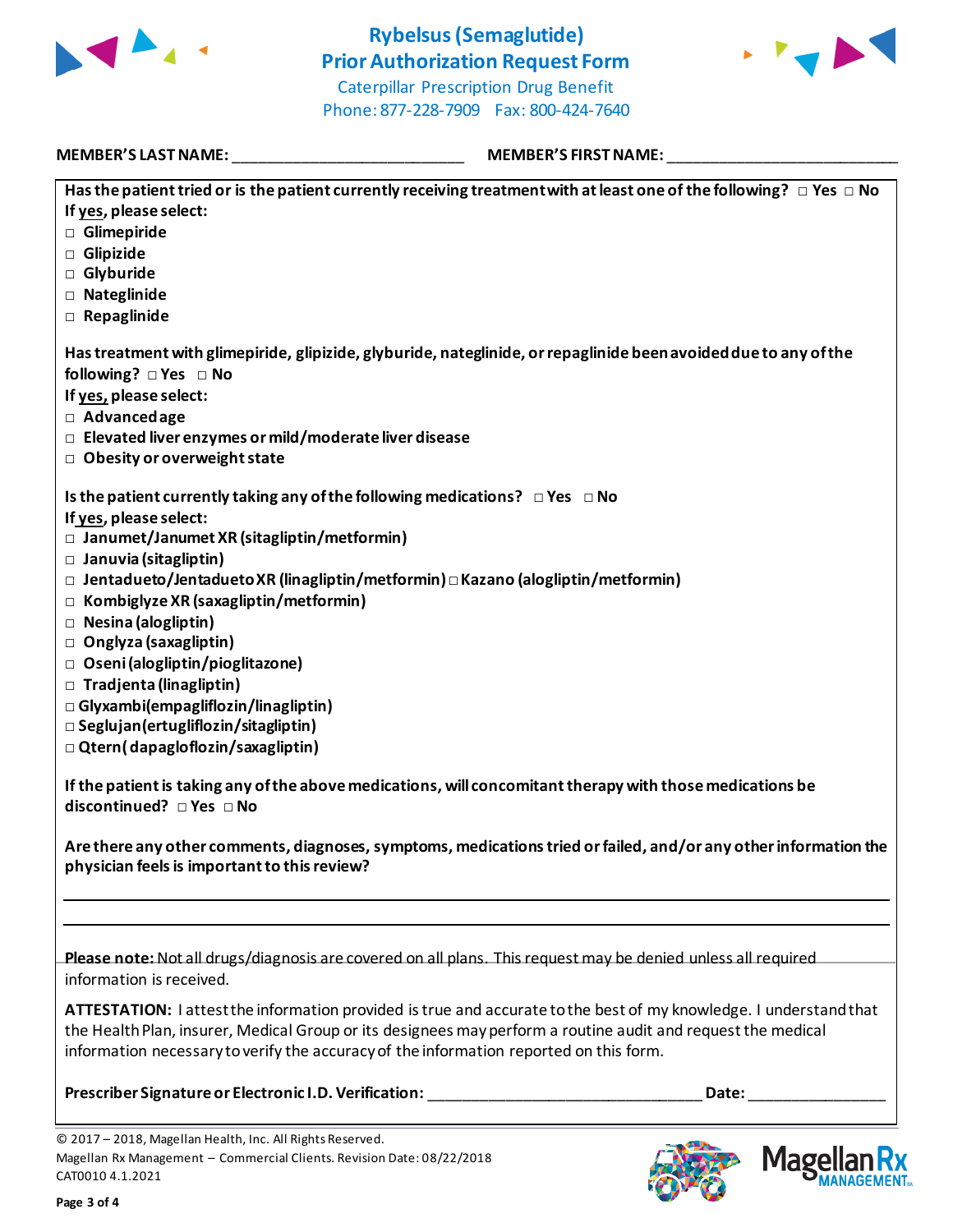# Rybelsus (Semaglutide) Prior Authorization Request Form

Caterpillar Prescription Drug Benefit
Phone: 877-228-7909 Fax: 800-424-7640

**MEMBER'S LAST NAME:** ___________________________ **MEMBER'S FIRST NAME:** ___________________________

**Has the patient tried or is the patient currently receiving treatment with at least one of the following?** □ Yes □ No

**If yes, please select:**

- □ **Glimepiride**
- □ **Glipizide**
- □ **Glyburide**
- □ **Nateglinide**
- □ **Repaglinide**

**Has treatment with glimepiride, glipizide, glyburide, nateglinide, or repaglinide been avoided due to any of the following?** □ Yes □ No

**If yes, please select:**

- □ **Advanced age**
- □ **Elevated liver enzymes or mild/moderate liver disease**
- □ **Obesity or overweight state**

**Is the patient currently taking any of the following medications?** □ Yes □ No

**If yes, please select:**

- □ **Janumet/Janumet XR (sitagliptin/metformin)**
- □ **Januvia (sitagliptin)**
- □ **Jentadueto/Jentadueto XR (linagliptin/metformin)** □ **Kazano (alogliptin/metformin)**
- □ **Kombiglyze XR (saxagliptin/metformin)**
- □ **Nesina (alogliptin)**
- □ **Onglyza (saxagliptin)**
- □ **Oseni (alogliptin/pioglitazone)**
- □ **Tradjenta (linagliptin)**
- □ **Glyxambi (empagliflozin/linagliptin)**
- □ **Seglujan (ertugliflozin/sitagliptin)**
- □ **Qtern (dapagloflozin/saxagliptin)**

**If the patient is taking any of the above medications, will concomitant therapy with those medications be discontinued?** □ Yes □ No

**Are there any other comments, diagnoses, symptoms, medications tried or failed, and/or any other information the physician feels is important to this review?**

_______________________________________________________________

_______________________________________________________________

**Please note:** Not all drugs/diagnosis are covered on all plans. This request may be denied unless all required information is received.

**ATTESTATION:** I attest the information provided is true and accurate to the best of my knowledge. I understand that the Health Plan, insurer, Medical Group or its designees may perform a routine audit and request the medical information necessary to verify the accuracy of the information reported on this form.

**Prescriber Signature or Electronic I.D. Verification:** ________________________________ **Date:** ________________

© 2017 – 2018, Magellan Health, Inc. All Rights Reserved.
Magellan Rx Management – Commercial Clients. Revision Date: 08/22/2018
CAT0010 4.1.2021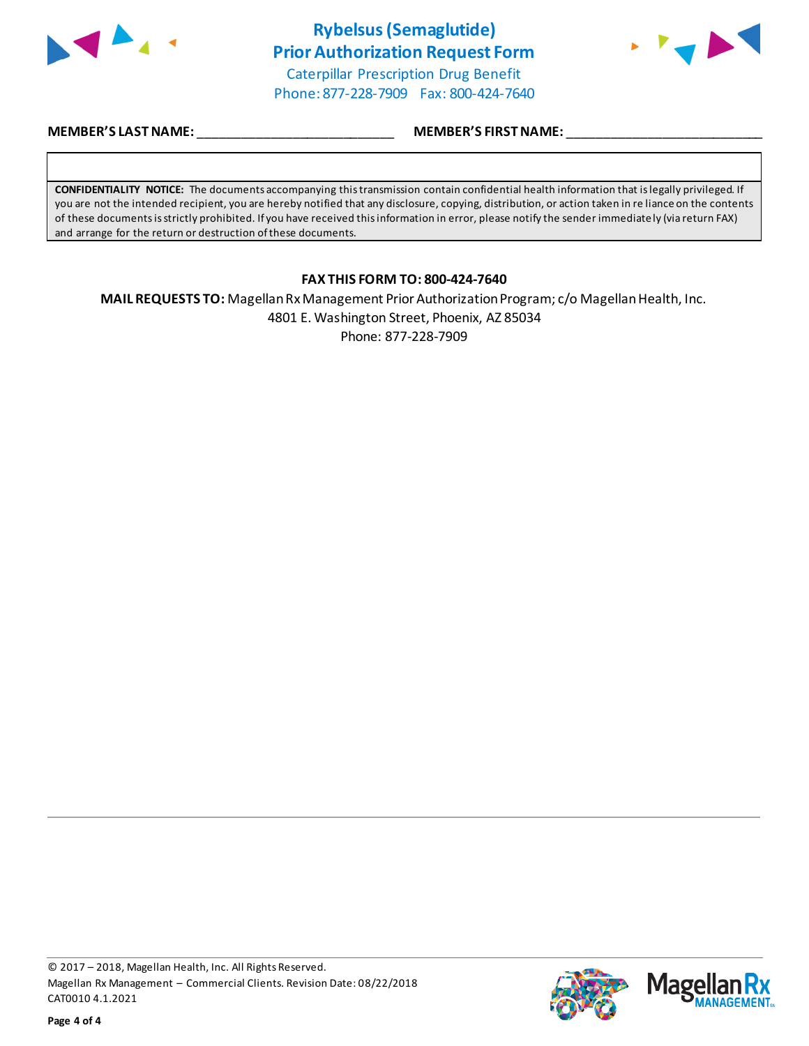**MEMBER'S LAST NAME:** ____________________________ **MEMBER'S FIRST NAME:** ____________________________

**CONFIDENTIALITY NOTICE:** The documents accompanying this transmission contain confidential health information that is legally privileged. If you are not the intended recipient, you are hereby notified that any disclosure, copying, distribution, or action taken in reliance on the contents of these documents is strictly prohibited. If you have received this information in error, please notify the sender immediately (via return FAX) and arrange for the return or destruction of these documents.

**FAX THIS FORM TO: 800-424-7640**

**MAIL REQUESTS TO:** Magellan Rx Management Prior Authorization Program; c/o Magellan Health, Inc.
4801 E. Washington Street, Phoenix, AZ 85034
Phone: 877-228-7909

© 2017 – 2018, Magellan Health, Inc. All Rights Reserved.
Magellan Rx Management – Commercial Clients. Revision Date: 08/22/2018
CAT0010 4.1.2021